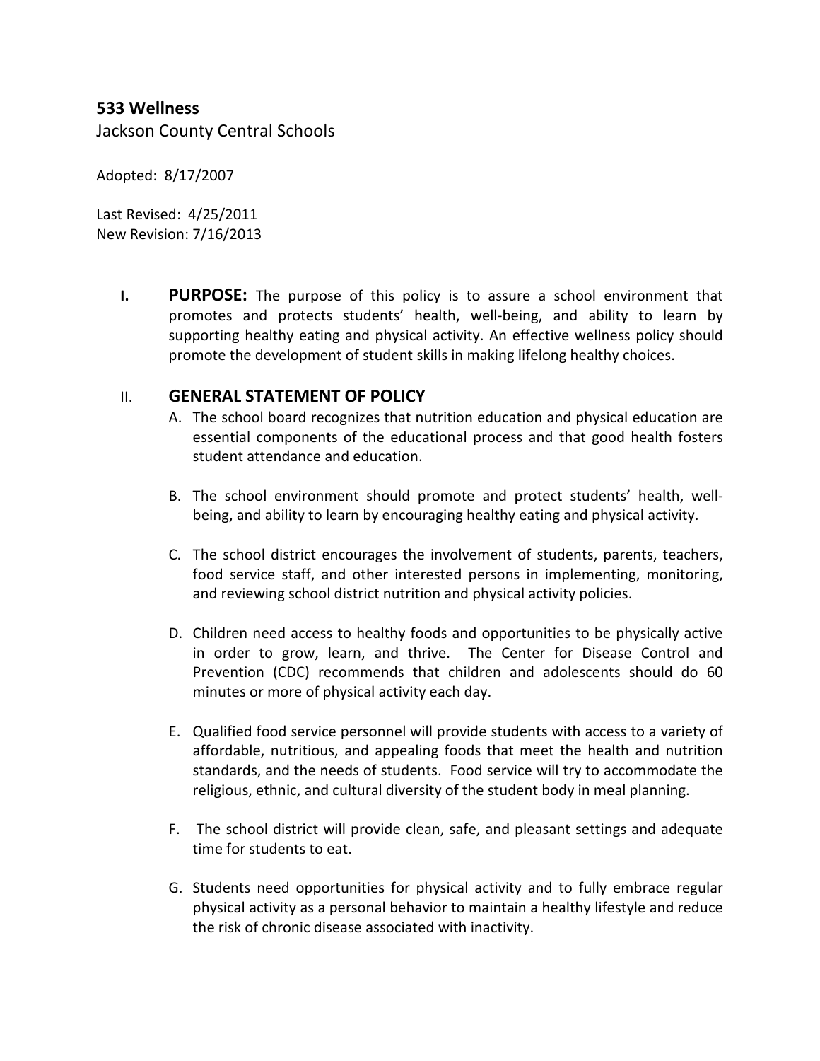# 533 Wellness

Jackson County Central Schools

Adopted: 8/17/2007

Last Revised: 4/25/2011
New Revision: 7/16/2013

**I. PURPOSE:** The purpose of this policy is to assure a school environment that promotes and protects students' health, well-being, and ability to learn by supporting healthy eating and physical activity. An effective wellness policy should promote the development of student skills in making lifelong healthy choices.

## II. GENERAL STATEMENT OF POLICY

A. The school board recognizes that nutrition education and physical education are essential components of the educational process and that good health fosters student attendance and education.

B. The school environment should promote and protect students' health, well-being, and ability to learn by encouraging healthy eating and physical activity.

C. The school district encourages the involvement of students, parents, teachers, food service staff, and other interested persons in implementing, monitoring, and reviewing school district nutrition and physical activity policies.

D. Children need access to healthy foods and opportunities to be physically active in order to grow, learn, and thrive. The Center for Disease Control and Prevention (CDC) recommends that children and adolescents should do 60 minutes or more of physical activity each day.

E. Qualified food service personnel will provide students with access to a variety of affordable, nutritious, and appealing foods that meet the health and nutrition standards, and the needs of students. Food service will try to accommodate the religious, ethnic, and cultural diversity of the student body in meal planning.

F. The school district will provide clean, safe, and pleasant settings and adequate time for students to eat.

G. Students need opportunities for physical activity and to fully embrace regular physical activity as a personal behavior to maintain a healthy lifestyle and reduce the risk of chronic disease associated with inactivity.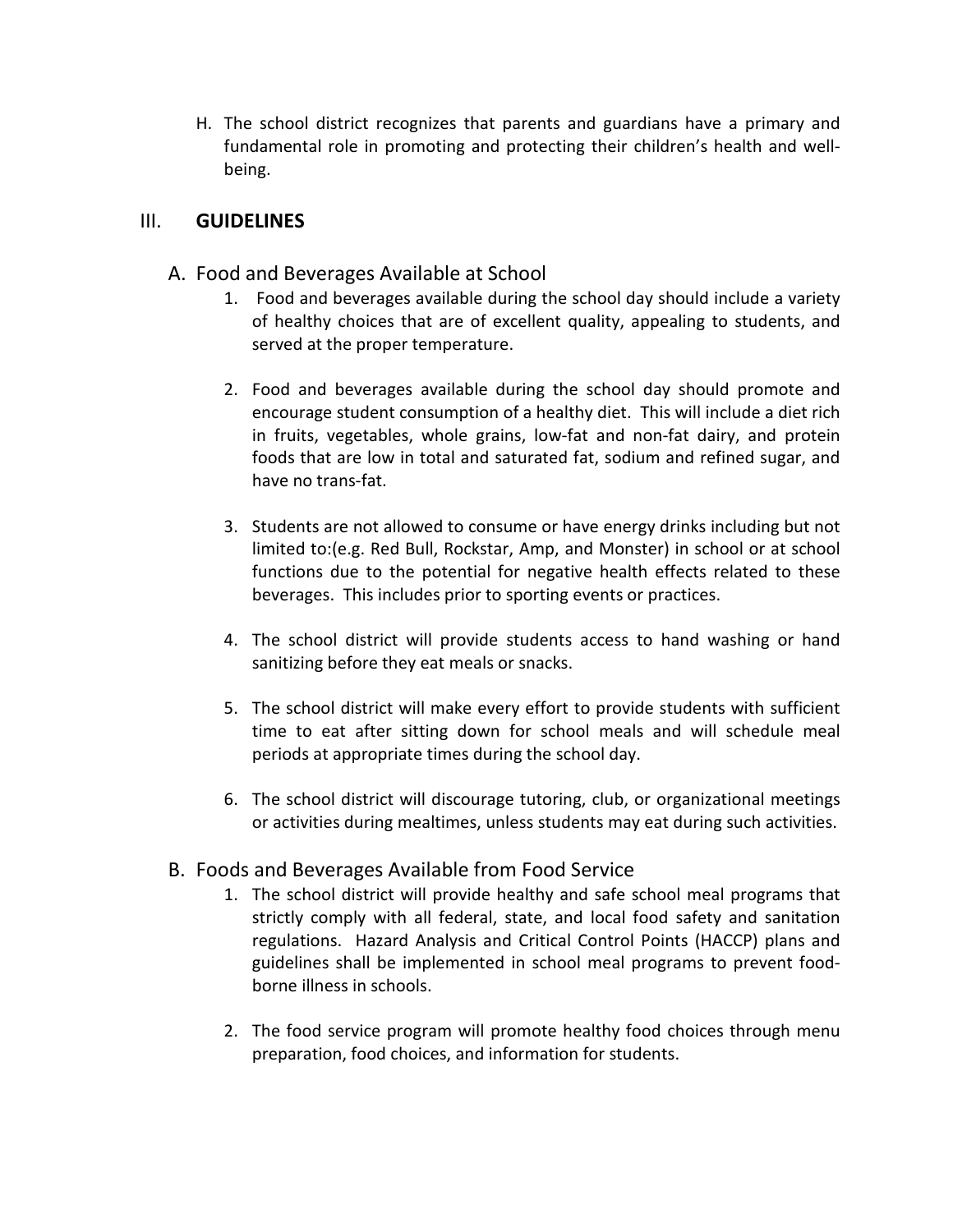H. The school district recognizes that parents and guardians have a primary and fundamental role in promoting and protecting their children's health and well-being.

## III. GUIDELINES

### A. Food and Beverages Available at School

1. Food and beverages available during the school day should include a variety of healthy choices that are of excellent quality, appealing to students, and served at the proper temperature.

2. Food and beverages available during the school day should promote and encourage student consumption of a healthy diet. This will include a diet rich in fruits, vegetables, whole grains, low-fat and non-fat dairy, and protein foods that are low in total and saturated fat, sodium and refined sugar, and have no trans-fat.

3. Students are not allowed to consume or have energy drinks including but not limited to:(e.g. Red Bull, Rockstar, Amp, and Monster) in school or at school functions due to the potential for negative health effects related to these beverages. This includes prior to sporting events or practices.

4. The school district will provide students access to hand washing or hand sanitizing before they eat meals or snacks.

5. The school district will make every effort to provide students with sufficient time to eat after sitting down for school meals and will schedule meal periods at appropriate times during the school day.

6. The school district will discourage tutoring, club, or organizational meetings or activities during mealtimes, unless students may eat during such activities.

### B. Foods and Beverages Available from Food Service

1. The school district will provide healthy and safe school meal programs that strictly comply with all federal, state, and local food safety and sanitation regulations. Hazard Analysis and Critical Control Points (HACCP) plans and guidelines shall be implemented in school meal programs to prevent food-borne illness in schools.

2. The food service program will promote healthy food choices through menu preparation, food choices, and information for students.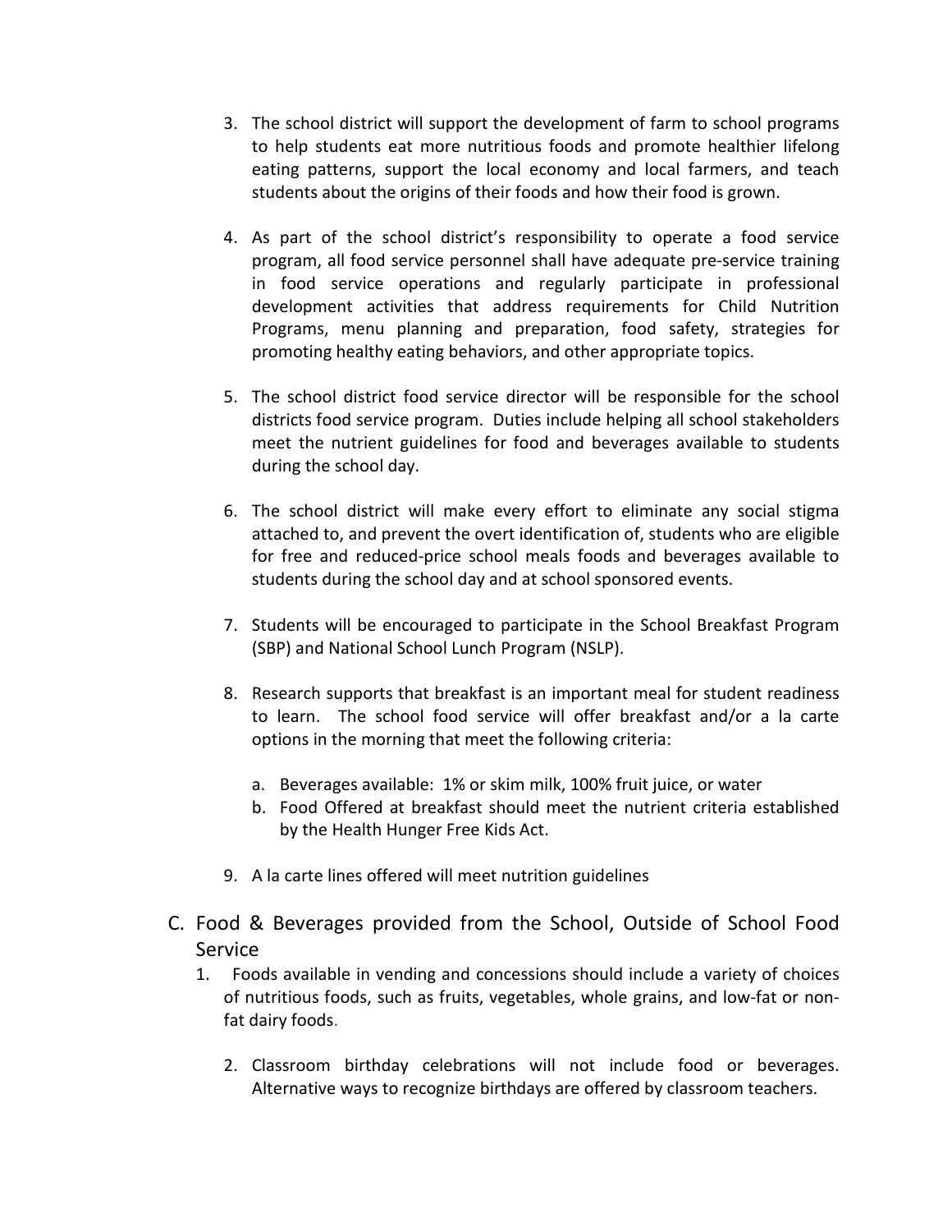3. The school district will support the development of farm to school programs to help students eat more nutritious foods and promote healthier lifelong eating patterns, support the local economy and local farmers, and teach students about the origins of their foods and how their food is grown.

4. As part of the school district's responsibility to operate a food service program, all food service personnel shall have adequate pre-service training in food service operations and regularly participate in professional development activities that address requirements for Child Nutrition Programs, menu planning and preparation, food safety, strategies for promoting healthy eating behaviors, and other appropriate topics.

5. The school district food service director will be responsible for the school districts food service program. Duties include helping all school stakeholders meet the nutrient guidelines for food and beverages available to students during the school day.

6. The school district will make every effort to eliminate any social stigma attached to, and prevent the overt identification of, students who are eligible for free and reduced-price school meals foods and beverages available to students during the school day and at school sponsored events.

7. Students will be encouraged to participate in the School Breakfast Program (SBP) and National School Lunch Program (NSLP).

8. Research supports that breakfast is an important meal for student readiness to learn. The school food service will offer breakfast and/or a la carte options in the morning that meet the following criteria:

   a. Beverages available: 1% or skim milk, 100% fruit juice, or water
   b. Food Offered at breakfast should meet the nutrient criteria established by the Health Hunger Free Kids Act.

9. A la carte lines offered will meet nutrition guidelines

## C. Food & Beverages provided from the School, Outside of School Food Service

1. Foods available in vending and concessions should include a variety of choices of nutritious foods, such as fruits, vegetables, whole grains, and low-fat or non-fat dairy foods.

2. Classroom birthday celebrations will not include food or beverages. Alternative ways to recognize birthdays are offered by classroom teachers.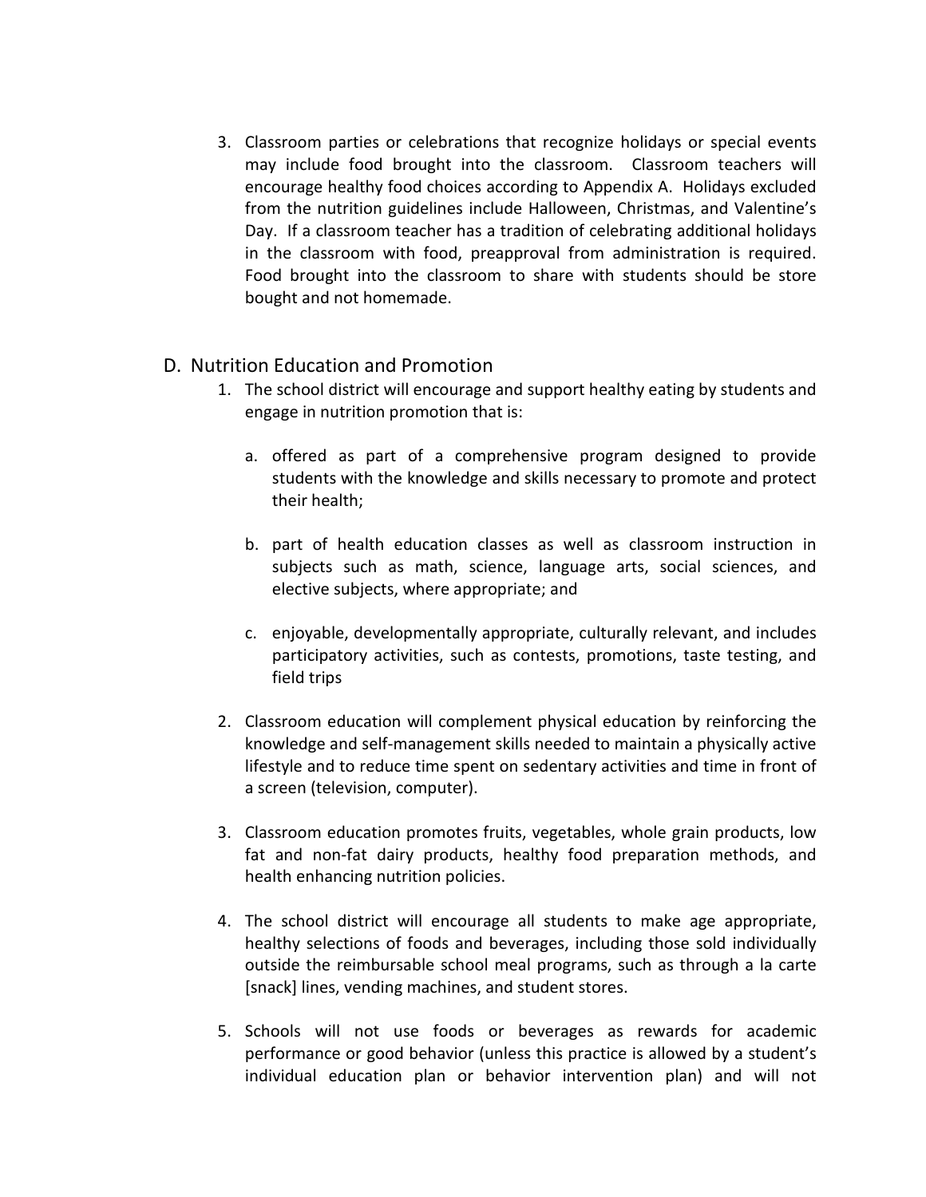3. Classroom parties or celebrations that recognize holidays or special events may include food brought into the classroom. Classroom teachers will encourage healthy food choices according to Appendix A. Holidays excluded from the nutrition guidelines include Halloween, Christmas, and Valentine's Day. If a classroom teacher has a tradition of celebrating additional holidays in the classroom with food, preapproval from administration is required. Food brought into the classroom to share with students should be store bought and not homemade.

## D. Nutrition Education and Promotion

1. The school district will encourage and support healthy eating by students and engage in nutrition promotion that is:

    a. offered as part of a comprehensive program designed to provide students with the knowledge and skills necessary to promote and protect their health;

    b. part of health education classes as well as classroom instruction in subjects such as math, science, language arts, social sciences, and elective subjects, where appropriate; and

    c. enjoyable, developmentally appropriate, culturally relevant, and includes participatory activities, such as contests, promotions, taste testing, and field trips

2. Classroom education will complement physical education by reinforcing the knowledge and self-management skills needed to maintain a physically active lifestyle and to reduce time spent on sedentary activities and time in front of a screen (television, computer).

3. Classroom education promotes fruits, vegetables, whole grain products, low fat and non-fat dairy products, healthy food preparation methods, and health enhancing nutrition policies.

4. The school district will encourage all students to make age appropriate, healthy selections of foods and beverages, including those sold individually outside the reimbursable school meal programs, such as through a la carte [snack] lines, vending machines, and student stores.

5. Schools will not use foods or beverages as rewards for academic performance or good behavior (unless this practice is allowed by a student's individual education plan or behavior intervention plan) and will not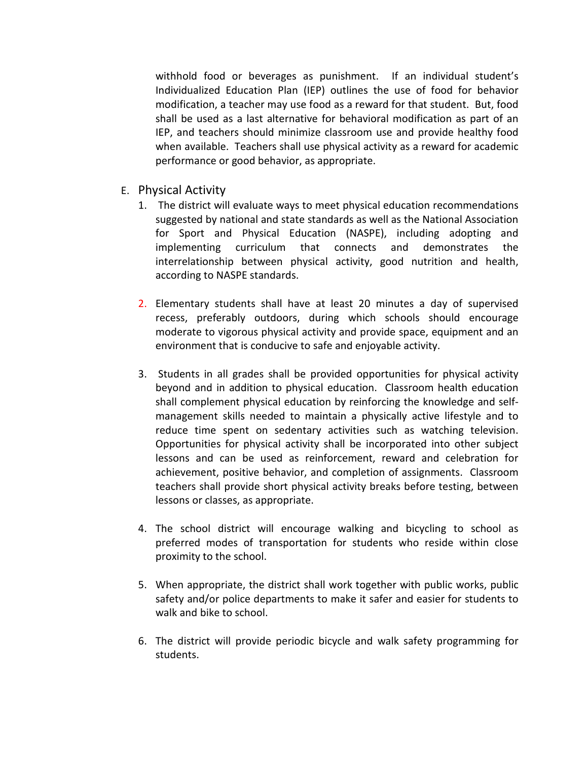withhold food or beverages as punishment. If an individual student's Individualized Education Plan (IEP) outlines the use of food for behavior modification, a teacher may use food as a reward for that student. But, food shall be used as a last alternative for behavioral modification as part of an IEP, and teachers should minimize classroom use and provide healthy food when available. Teachers shall use physical activity as a reward for academic performance or good behavior, as appropriate.

E. Physical Activity

1. The district will evaluate ways to meet physical education recommendations suggested by national and state standards as well as the National Association for Sport and Physical Education (NASPE), including adopting and implementing curriculum that connects and demonstrates the interrelationship between physical activity, good nutrition and health, according to NASPE standards.

2. Elementary students shall have at least 20 minutes a day of supervised recess, preferably outdoors, during which schools should encourage moderate to vigorous physical activity and provide space, equipment and an environment that is conducive to safe and enjoyable activity.

3. Students in all grades shall be provided opportunities for physical activity beyond and in addition to physical education. Classroom health education shall complement physical education by reinforcing the knowledge and self-management skills needed to maintain a physically active lifestyle and to reduce time spent on sedentary activities such as watching television. Opportunities for physical activity shall be incorporated into other subject lessons and can be used as reinforcement, reward and celebration for achievement, positive behavior, and completion of assignments. Classroom teachers shall provide short physical activity breaks before testing, between lessons or classes, as appropriate.

4. The school district will encourage walking and bicycling to school as preferred modes of transportation for students who reside within close proximity to the school.

5. When appropriate, the district shall work together with public works, public safety and/or police departments to make it safer and easier for students to walk and bike to school.

6. The district will provide periodic bicycle and walk safety programming for students.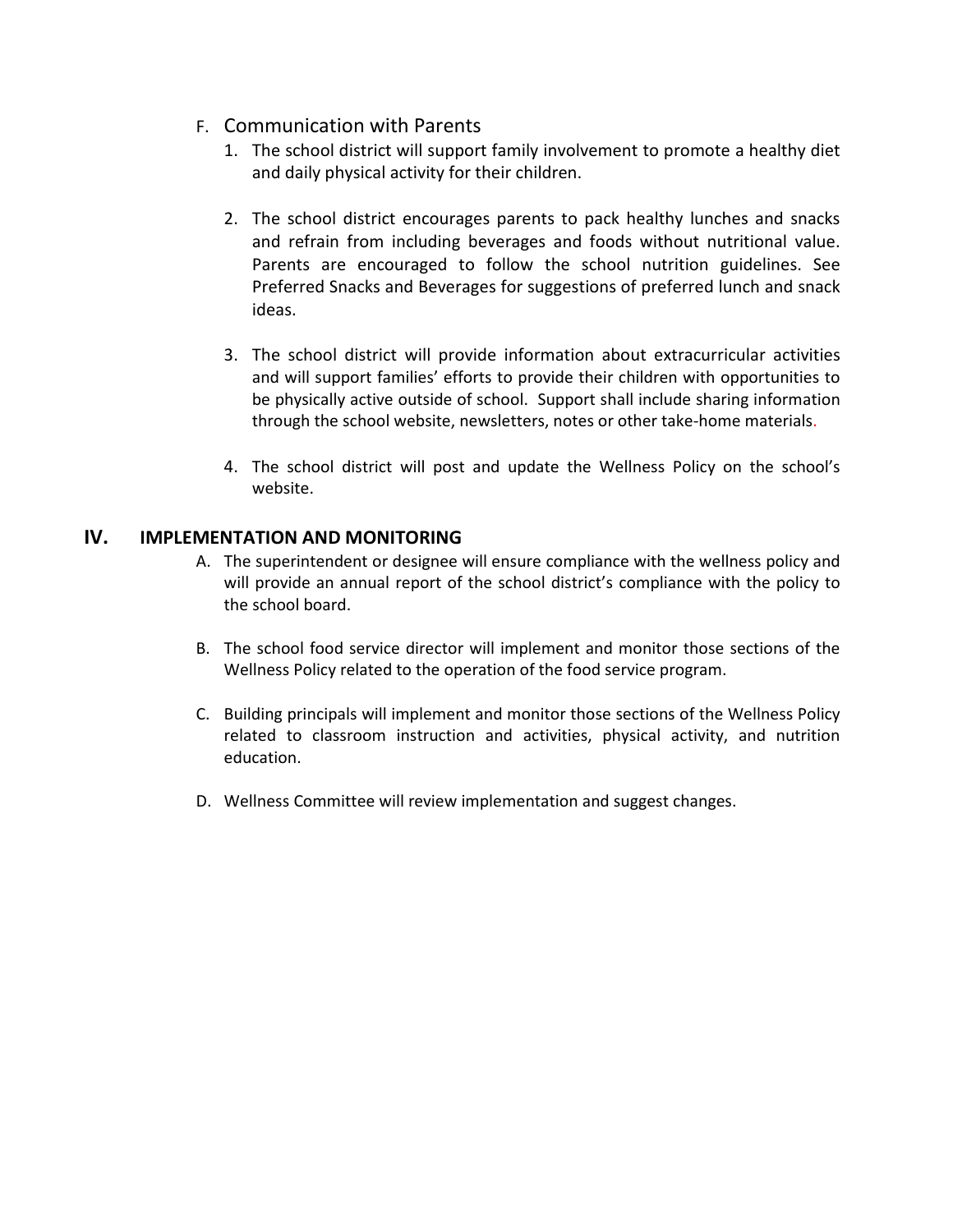F. Communication with Parents

1. The school district will support family involvement to promote a healthy diet and daily physical activity for their children.

2. The school district encourages parents to pack healthy lunches and snacks and refrain from including beverages and foods without nutritional value. Parents are encouraged to follow the school nutrition guidelines. See Preferred Snacks and Beverages for suggestions of preferred lunch and snack ideas.

3. The school district will provide information about extracurricular activities and will support families' efforts to provide their children with opportunities to be physically active outside of school. Support shall include sharing information through the school website, newsletters, notes or other take-home materials.

4. The school district will post and update the Wellness Policy on the school's website.

## IV. IMPLEMENTATION AND MONITORING

A. The superintendent or designee will ensure compliance with the wellness policy and will provide an annual report of the school district's compliance with the policy to the school board.

B. The school food service director will implement and monitor those sections of the Wellness Policy related to the operation of the food service program.

C. Building principals will implement and monitor those sections of the Wellness Policy related to classroom instruction and activities, physical activity, and nutrition education.

D. Wellness Committee will review implementation and suggest changes.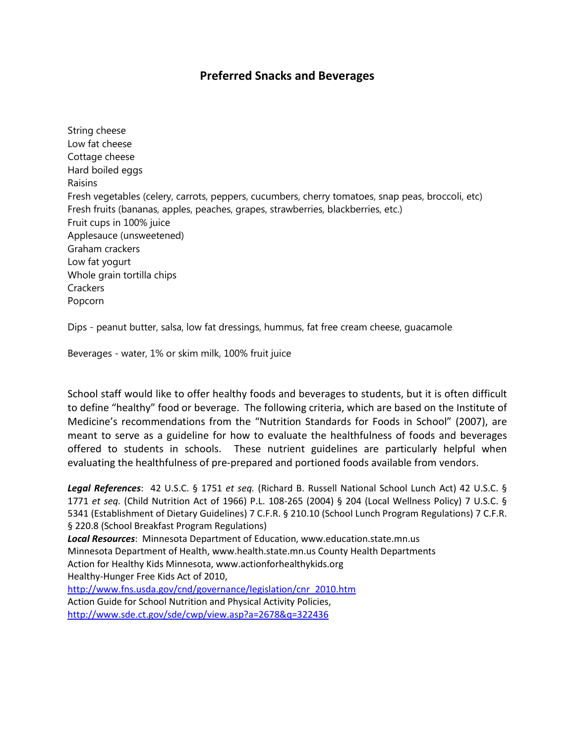## Preferred Snacks and Beverages

String cheese
Low fat cheese
Cottage cheese
Hard boiled eggs
Raisins
Fresh vegetables (celery, carrots, peppers, cucumbers, cherry tomatoes, snap peas, broccoli, etc)
Fresh fruits (bananas, apples, peaches, grapes, strawberries, blackberries, etc.)
Fruit cups in 100% juice
Applesauce (unsweetened)
Graham crackers
Low fat yogurt
Whole grain tortilla chips
Crackers
Popcorn

Dips - peanut butter, salsa, low fat dressings, hummus, fat free cream cheese, guacamole

Beverages - water, 1% or skim milk, 100% fruit juice

School staff would like to offer healthy foods and beverages to students, but it is often difficult to define "healthy" food or beverage. The following criteria, which are based on the Institute of Medicine's recommendations from the "Nutrition Standards for Foods in School" (2007), are meant to serve as a guideline for how to evaluate the healthfulness of foods and beverages offered to students in schools. These nutrient guidelines are particularly helpful when evaluating the healthfulness of pre-prepared and portioned foods available from vendors.

***Legal References***: 42 U.S.C. § 1751 *et seq.* (Richard B. Russell National School Lunch Act) 42 U.S.C. § 1771 *et seq.* (Child Nutrition Act of 1966) P.L. 108-265 (2004) § 204 (Local Wellness Policy) 7 U.S.C. § 5341 (Establishment of Dietary Guidelines) 7 C.F.R. § 210.10 (School Lunch Program Regulations) 7 C.F.R. § 220.8 (School Breakfast Program Regulations)
***Local Resources***: Minnesota Department of Education, www.education.state.mn.us
Minnesota Department of Health, www.health.state.mn.us County Health Departments
Action for Healthy Kids Minnesota, www.actionforhealthykids.org
Healthy-Hunger Free Kids Act of 2010,
http://www.fns.usda.gov/cnd/governance/legislation/cnr_2010.htm
Action Guide for School Nutrition and Physical Activity Policies,
http://www.sde.ct.gov/sde/cwp/view.asp?a=2678&q=322436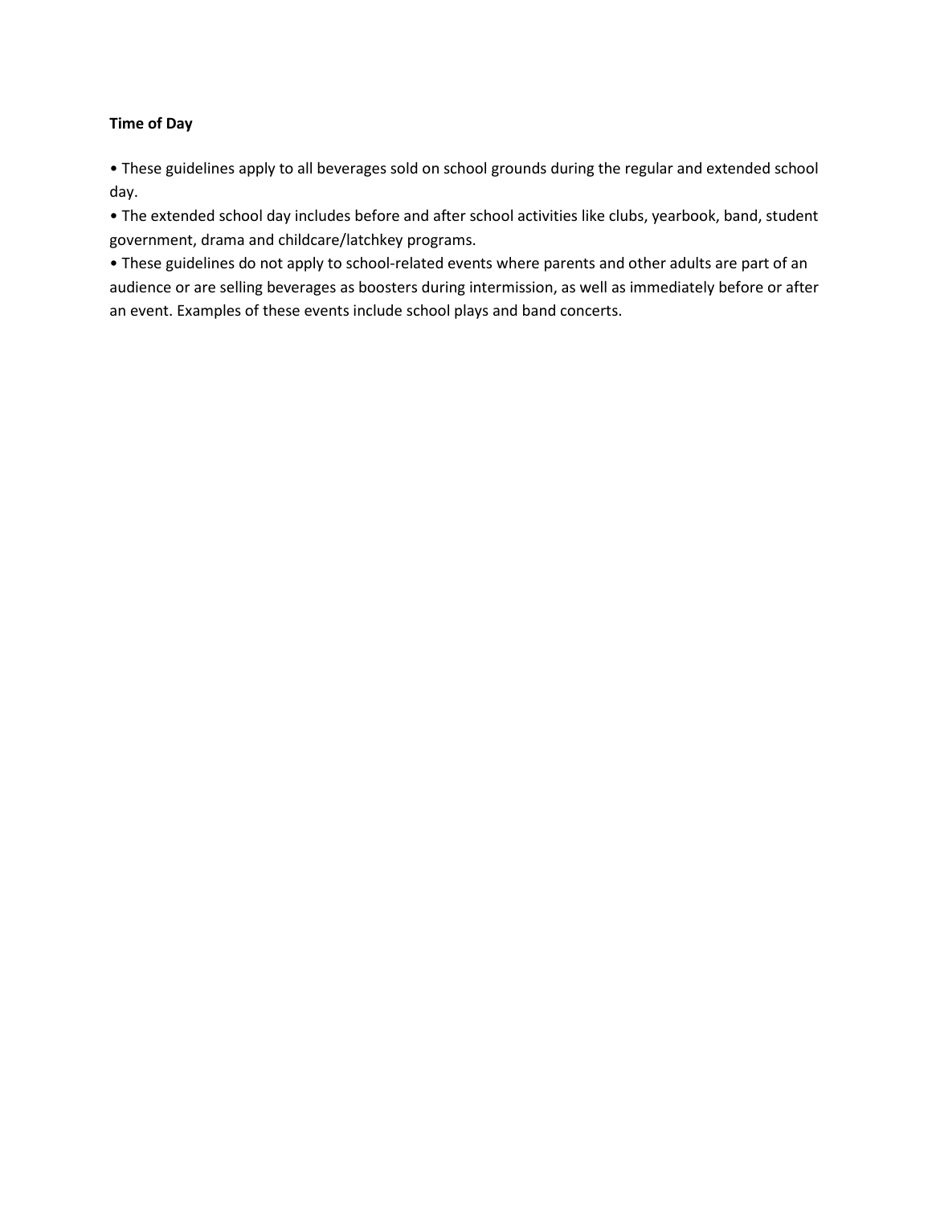**Time of Day**

- These guidelines apply to all beverages sold on school grounds during the regular and extended school day.
- The extended school day includes before and after school activities like clubs, yearbook, band, student government, drama and childcare/latchkey programs.
- These guidelines do not apply to school-related events where parents and other adults are part of an audience or are selling beverages as boosters during intermission, as well as immediately before or after an event. Examples of these events include school plays and band concerts.